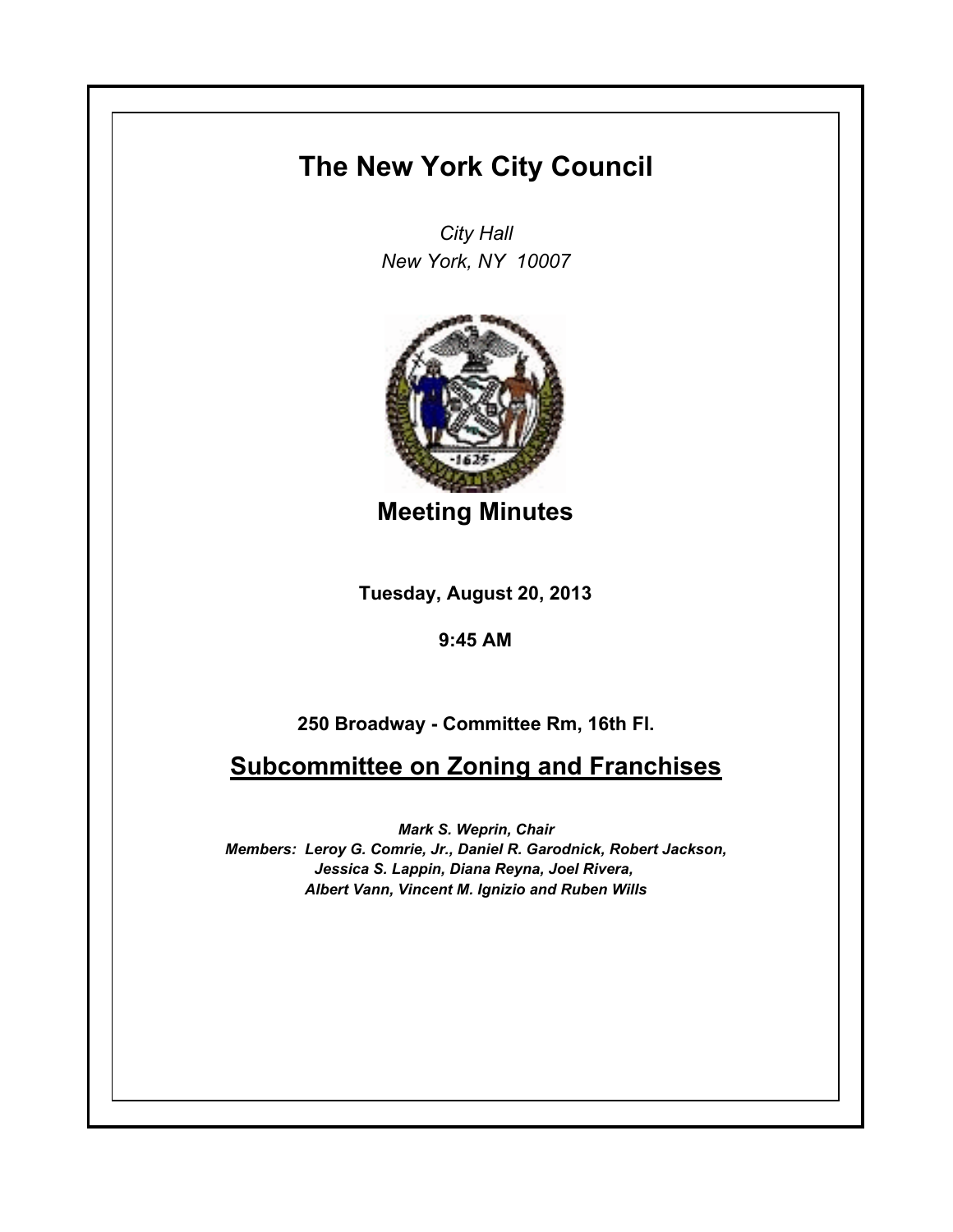# The New York City Council

*City Hall*
*New York, NY 10007*

## Meeting Minutes

**Tuesday, August 20, 2013**

**9:45 AM**

**250 Broadway - Committee Rm, 16th Fl.**

## Subcommittee on Zoning and Franchises

***Mark S. Weprin, Chair***
***Members: Leroy G. Comrie, Jr., Daniel R. Garodnick, Robert Jackson, Jessica S. Lappin, Diana Reyna, Joel Rivera, Albert Vann, Vincent M. Ignizio and Ruben Wills***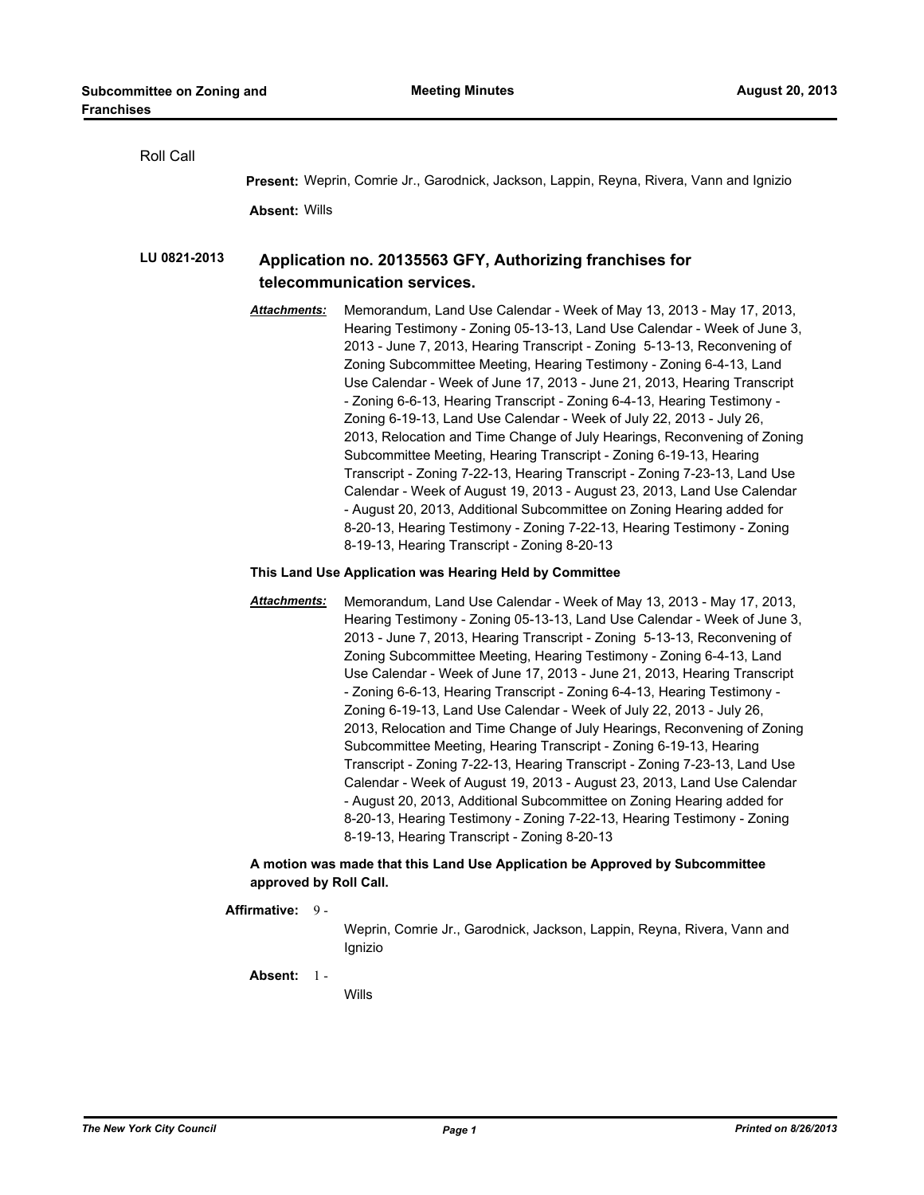Roll Call

**Present:** Weprin, Comrie Jr., Garodnick, Jackson, Lappin, Reyna, Rivera, Vann and Ignizio

**Absent:** Wills

## LU 0821-2013 Application no. 20135563 GFY, Authorizing franchises for telecommunication services.

***Attachments:*** Memorandum, Land Use Calendar - Week of May 13, 2013 - May 17, 2013, Hearing Testimony - Zoning 05-13-13, Land Use Calendar - Week of June 3, 2013 - June 7, 2013, Hearing Transcript - Zoning 5-13-13, Reconvening of Zoning Subcommittee Meeting, Hearing Testimony - Zoning 6-4-13, Land Use Calendar - Week of June 17, 2013 - June 21, 2013, Hearing Transcript - Zoning 6-6-13, Hearing Transcript - Zoning 6-4-13, Hearing Testimony - Zoning 6-19-13, Land Use Calendar - Week of July 22, 2013 - July 26, 2013, Relocation and Time Change of July Hearings, Reconvening of Zoning Subcommittee Meeting, Hearing Transcript - Zoning 6-19-13, Hearing Transcript - Zoning 7-22-13, Hearing Transcript - Zoning 7-23-13, Land Use Calendar - Week of August 19, 2013 - August 23, 2013, Land Use Calendar - August 20, 2013, Additional Subcommittee on Zoning Hearing added for 8-20-13, Hearing Testimony - Zoning 7-22-13, Hearing Testimony - Zoning 8-19-13, Hearing Transcript - Zoning 8-20-13

**This Land Use Application was Hearing Held by Committee**

***Attachments:*** Memorandum, Land Use Calendar - Week of May 13, 2013 - May 17, 2013, Hearing Testimony - Zoning 05-13-13, Land Use Calendar - Week of June 3, 2013 - June 7, 2013, Hearing Transcript - Zoning 5-13-13, Reconvening of Zoning Subcommittee Meeting, Hearing Testimony - Zoning 6-4-13, Land Use Calendar - Week of June 17, 2013 - June 21, 2013, Hearing Transcript - Zoning 6-6-13, Hearing Transcript - Zoning 6-4-13, Hearing Testimony - Zoning 6-19-13, Land Use Calendar - Week of July 22, 2013 - July 26, 2013, Relocation and Time Change of July Hearings, Reconvening of Zoning Subcommittee Meeting, Hearing Transcript - Zoning 6-19-13, Hearing Transcript - Zoning 7-22-13, Hearing Transcript - Zoning 7-23-13, Land Use Calendar - Week of August 19, 2013 - August 23, 2013, Land Use Calendar - August 20, 2013, Additional Subcommittee on Zoning Hearing added for 8-20-13, Hearing Testimony - Zoning 7-22-13, Hearing Testimony - Zoning 8-19-13, Hearing Transcript - Zoning 8-20-13

**A motion was made that this Land Use Application be Approved by Subcommittee approved by Roll Call.**

**Affirmative:** 9 - Weprin, Comrie Jr., Garodnick, Jackson, Lappin, Reyna, Rivera, Vann and Ignizio

**Absent:** 1 - Wills